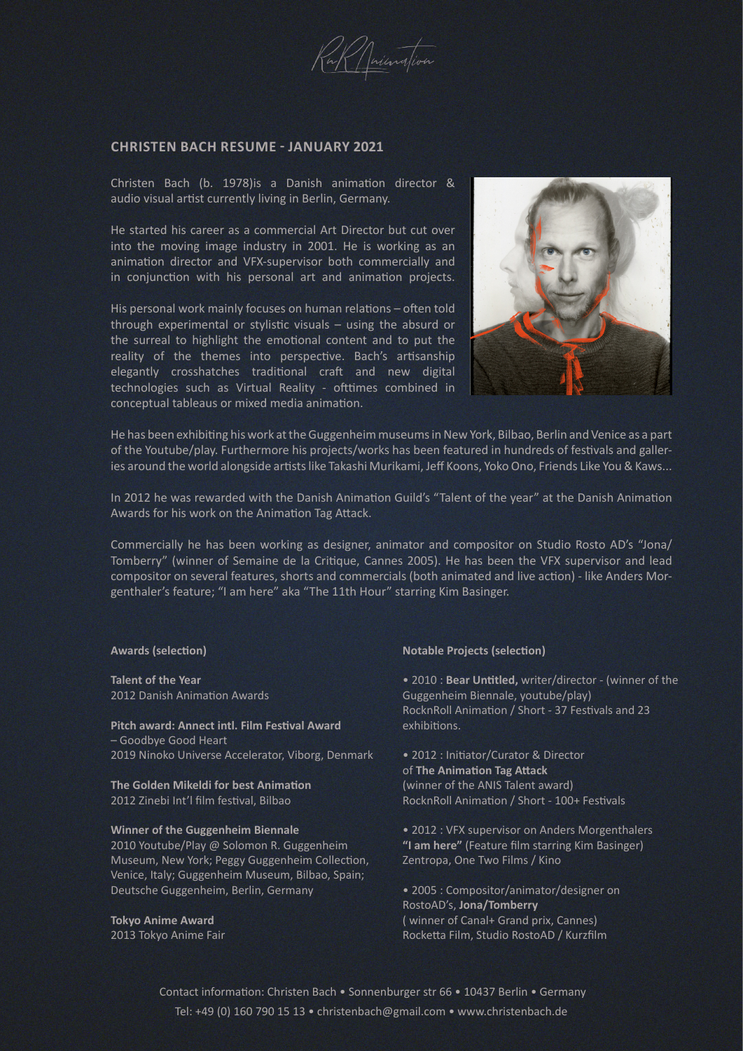RnR Animation

## CHRISTEN BACH RESUME - JANUARY 2021

Christen Bach (b. 1978)is a Danish animation director & audio visual artist currently living in Berlin, Germany.

He started his career as a commercial Art Director but cut over into the moving image industry in 2001. He is working as an animation director and VFX-supervisor both commercially and in conjunction with his personal art and animation projects.

His personal work mainly focuses on human relations – often told through experimental or stylistic visuals – using the absurd or the surreal to highlight the emotional content and to put the reality of the themes into perspective. Bach's artisanship elegantly crosshatches traditional craft and new digital technologies such as Virtual Reality - ofttimes combined in conceptual tableaus or mixed media animation.

He has been exhibiting his work at the Guggenheim museums in New York, Bilbao, Berlin and Venice as a part of the Youtube/play. Furthermore his projects/works has been featured in hundreds of festivals and galleries around the world alongside artists like Takashi Murikami, Jeff Koons, Yoko Ono, Friends Like You & Kaws...

In 2012 he was rewarded with the Danish Animation Guild's "Talent of the year" at the Danish Animation Awards for his work on the Animation Tag Attack.

Commercially he has been working as designer, animator and compositor on Studio Rosto AD's "Jona/Tomberry" (winner of Semaine de la Critique, Cannes 2005). He has been the VFX supervisor and lead compositor on several features, shorts and commercials (both animated and live action) - like Anders Morgenthaler's feature; "I am here" aka "The 11th Hour" starring Kim Basinger.

### Awards (selection)

**Talent of the Year**
2012 Danish Animation Awards

**Pitch award: Annect intl. Film Festival Award**
– Goodbye Good Heart
2019 Ninoko Universe Accelerator, Viborg, Denmark

**The Golden Mikeldi for best Animation**
2012 Zinebi Int'l film festival, Bilbao

**Winner of the Guggenheim Biennale**
2010 Youtube/Play @ Solomon R. Guggenheim Museum, New York; Peggy Guggenheim Collection, Venice, Italy; Guggenheim Museum, Bilbao, Spain; Deutsche Guggenheim, Berlin, Germany

**Tokyo Anime Award**
2013 Tokyo Anime Fair

### Notable Projects (selection)

- 2010 : **Bear Untitled,** writer/director - (winner of the Guggenheim Biennale, youtube/play)
  RocknRoll Animation / Short - 37 Festivals and 23 exhibitions.

- 2012 : Initiator/Curator & Director of **The Animation Tag Attack**
  (winner of the ANIS Talent award)
  RocknRoll Animation / Short - 100+ Festivals

- 2012 : VFX supervisor on Anders Morgenthalers **"I am here"** (Feature film starring Kim Basinger)
  Zentropa, One Two Films / Kino

- 2005 : Compositor/animator/designer on RostoAD's, **Jona/Tomberry**
  ( winner of Canal+ Grand prix, Cannes)
  Rocketta Film, Studio RostoAD / Kurzfilm

Contact information: Christen Bach • Sonnenburger str 66 • 10437 Berlin • Germany
Tel: +49 (0) 160 790 15 13 • christenbach@gmail.com • www.christenbach.de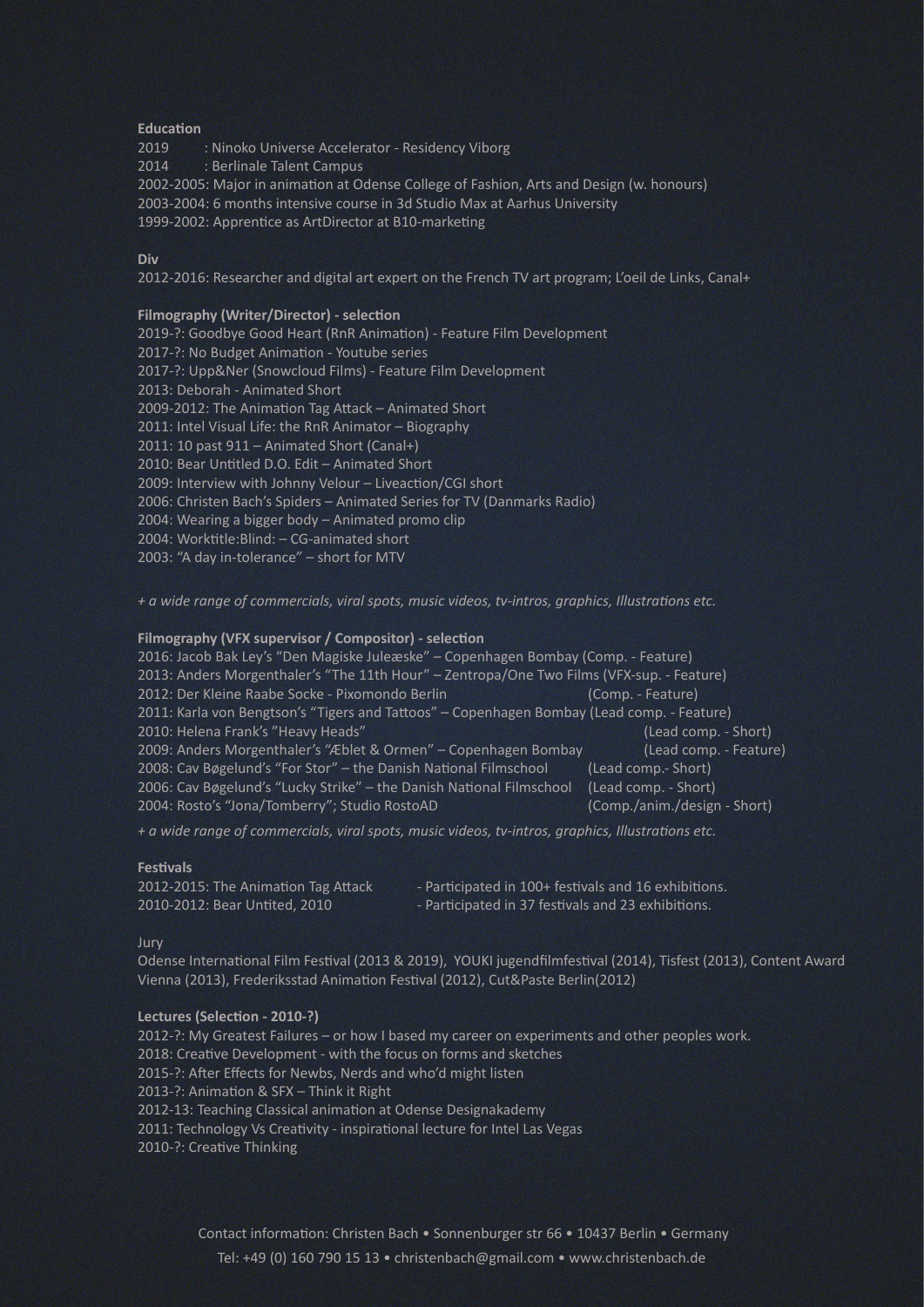**Education**

2019 : Ninoko Universe Accelerator - Residency Viborg
2014 : Berlinale Talent Campus
2002-2005: Major in animation at Odense College of Fashion, Arts and Design (w. honours)
2003-2004: 6 months intensive course in 3d Studio Max at Aarhus University
1999-2002: Apprentice as ArtDirector at B10-marketing

**Div**

2012-2016: Researcher and digital art expert on the French TV art program; L'oeil de Links, Canal+

**Filmography (Writer/Director) - selection**

2019-?: Goodbye Good Heart (RnR Animation) - Feature Film Development
2017-?: No Budget Animation - Youtube series
2017-?: Upp&Ner (Snowcloud Films) - Feature Film Development
2013: Deborah - Animated Short
2009-2012: The Animation Tag Attack – Animated Short
2011: Intel Visual Life: the RnR Animator – Biography
2011: 10 past 911 – Animated Short (Canal+)
2010: Bear Untitled D.O. Edit – Animated Short
2009: Interview with Johnny Velour – Liveaction/CGI short
2006: Christen Bach's Spiders – Animated Series for TV (Danmarks Radio)
2004: Wearing a bigger body – Animated promo clip
2004: Worktitle:Blind: – CG-animated short
2003: "A day in-tolerance" – short for MTV

*+ a wide range of commercials, viral spots, music videos, tv-intros, graphics, Illustrations etc.*

**Filmography (VFX supervisor / Compositor) - selection**

2016: Jacob Bak Ley's "Den Magiske Juleæske" – Copenhagen Bombay (Comp. - Feature)
2013: Anders Morgenthaler's "The 11th Hour" – Zentropa/One Two Films (VFX-sup. - Feature)
2012: Der Kleine Raabe Socke - Pixomondo Berlin (Comp. - Feature)
2011: Karla von Bengtson's "Tigers and Tattoos" – Copenhagen Bombay (Lead comp. - Feature)
2010: Helena Frank's "Heavy Heads" (Lead comp. - Short)
2009: Anders Morgenthaler's "Æblet & Ormen" – Copenhagen Bombay (Lead comp. - Feature)
2008: Cav Bøgelund's "For Stor" – the Danish National Filmschool (Lead comp.- Short)
2006: Cav Bøgelund's "Lucky Strike" – the Danish National Filmschool (Lead comp. - Short)
2004: Rosto's "Jona/Tomberry"; Studio RostoAD (Comp./anim./design - Short)

*+ a wide range of commercials, viral spots, music videos, tv-intros, graphics, Illustrations etc.*

**Festivals**

2012-2015: The Animation Tag Attack - Participated in 100+ festivals and 16 exhibitions.
2010-2012: Bear Untited, 2010 - Participated in 37 festivals and 23 exhibitions.

Jury

Odense International Film Festival (2013 & 2019), YOUKI jugendfilmfestival (2014), Tisfest (2013), Content Award Vienna (2013), Frederiksstad Animation Festival (2012), Cut&Paste Berlin(2012)

**Lectures (Selection - 2010-?)**

2012-?: My Greatest Failures – or how I based my career on experiments and other peoples work.
2018: Creative Development - with the focus on forms and sketches
2015-?: After Effects for Newbs, Nerds and who'd might listen
2013-?: Animation & SFX – Think it Right
2012-13: Teaching Classical animation at Odense Designakademy
2011: Technology Vs Creativity - inspirational lecture for Intel Las Vegas
2010-?: Creative Thinking

Contact information: Christen Bach • Sonnenburger str 66 • 10437 Berlin • Germany
Tel: +49 (0) 160 790 15 13 • christenbach@gmail.com • www.christenbach.de